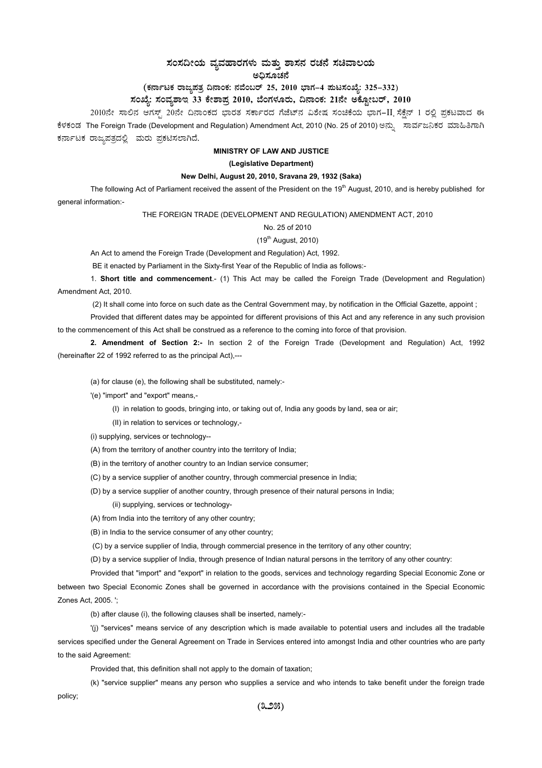# ಸಂಸದೀಯ ವ್ಯವಹಾರಗಳು ಮತ್ತು ಶಾಸನ ರಚನೆ ಸಚಿವಾಲಯ

## ಅಧಿಸೂಚನೆ

### (ಕರ್ನಾಟಕ ರಾಜ್ಯಪತ್ರ ದಿನಾಂಕ: ನವೆಂಬರ್ 25, 2010 ಭಾಗ–4 ಪುಟಸಂಖ್ಯೆ: 325–332)

### ಸಂಖ್ಯೆ: ಸಂವ್ಯಶಾಇ 33 ಕೇಶಾಪ್ರ 2010, ಬೆಂಗಳೂರು, ದಿನಾಂಕ: 21ನೇ ಅಕ್ಟೋಬರ್, 2010

2010ನೇ ಸಾಲಿನ ಆಗಸ್ಟ್ 20ನೇ ದಿನಾಂಕದ ಭಾರತ ಸರ್ಕಾರದ ಗೆಜೆಟ್‌ನ ವಿಶೇಷ ಸಂಚಿಕೆಯ ಭಾಗ–II, ಸೆಕ್ಷನ್ 1 ರಲ್ಲಿ ಪ್ರಕಟವಾದ ಈ ಕೆಳಕಂಡ The Foreign Trade (Development and Regulation) Amendment Act, 2010 (No. 25 of 2010) ಅನ್ನು ಸಾರ್ವಜನಿಕರ ಮಾಹಿತಿಗಾಗಿ ಕರ್ನಾಟಕ ರಾಜ್ಯಪತ್ರದಲ್ಲಿ ಮರು ಪ್ರಕಟಿಸಲಾಗಿದೆ.

**MINISTRY OF LAW AND JUSTICE**

**(Legislative Department)**

**New Delhi, August 20, 2010, Sravana 29, 1932 (Saka)**

The following Act of Parliament received the assent of the President on the 19th August, 2010, and is hereby published for general information:-

THE FOREIGN TRADE (DEVELOPMENT AND REGULATION) AMENDMENT ACT, 2010

No. 25 of 2010

(19th August, 2010)

An Act to amend the Foreign Trade (Development and Regulation) Act, 1992.

BE it enacted by Parliament in the Sixty-first Year of the Republic of India as follows:-

1. **Short title and commencement**.- (1) This Act may be called the Foreign Trade (Development and Regulation) Amendment Act, 2010.

(2) It shall come into force on such date as the Central Government may, by notification in the Official Gazette, appoint ;

Provided that different dates may be appointed for different provisions of this Act and any reference in any such provision to the commencement of this Act shall be construed as a reference to the coming into force of that provision.

**2. Amendment of Section 2:-** In section 2 of the Foreign Trade (Development and Regulation) Act, 1992 (hereinafter 22 of 1992 referred to as the principal Act),---

(a) for clause (e), the following shall be substituted, namely:-

'(e) "import" and "export" means,-

(I) in relation to goods, bringing into, or taking out of, India any goods by land, sea or air;

(II) in relation to services or technology,-

(i) supplying, services or technology--

(A) from the territory of another country into the territory of India;

(B) in the territory of another country to an Indian service consumer;

(C) by a service supplier of another country, through commercial presence in India;

(D) by a service supplier of another country, through presence of their natural persons in India;

(ii) supplying, services or technology-

(A) from India into the territory of any other country;

(B) in India to the service consumer of any other country;

(C) by a service supplier of India, through commercial presence in the territory of any other country;

(D) by a service supplier of India, through presence of Indian natural persons in the territory of any other country:

Provided that "import" and "export" in relation to the goods, services and technology regarding Special Economic Zone or between two Special Economic Zones shall be governed in accordance with the provisions contained in the Special Economic Zones Act, 2005. ';

(b) after clause (i), the following clauses shall be inserted, namely:-

'(j) "services" means service of any description which is made available to potential users and includes all the tradable services specified under the General Agreement on Trade in Services entered into amongst India and other countries who are party to the said Agreement:

Provided that, this definition shall not apply to the domain of taxation;

(k) "service supplier" means any person who supplies a service and who intends to take benefit under the foreign trade policy;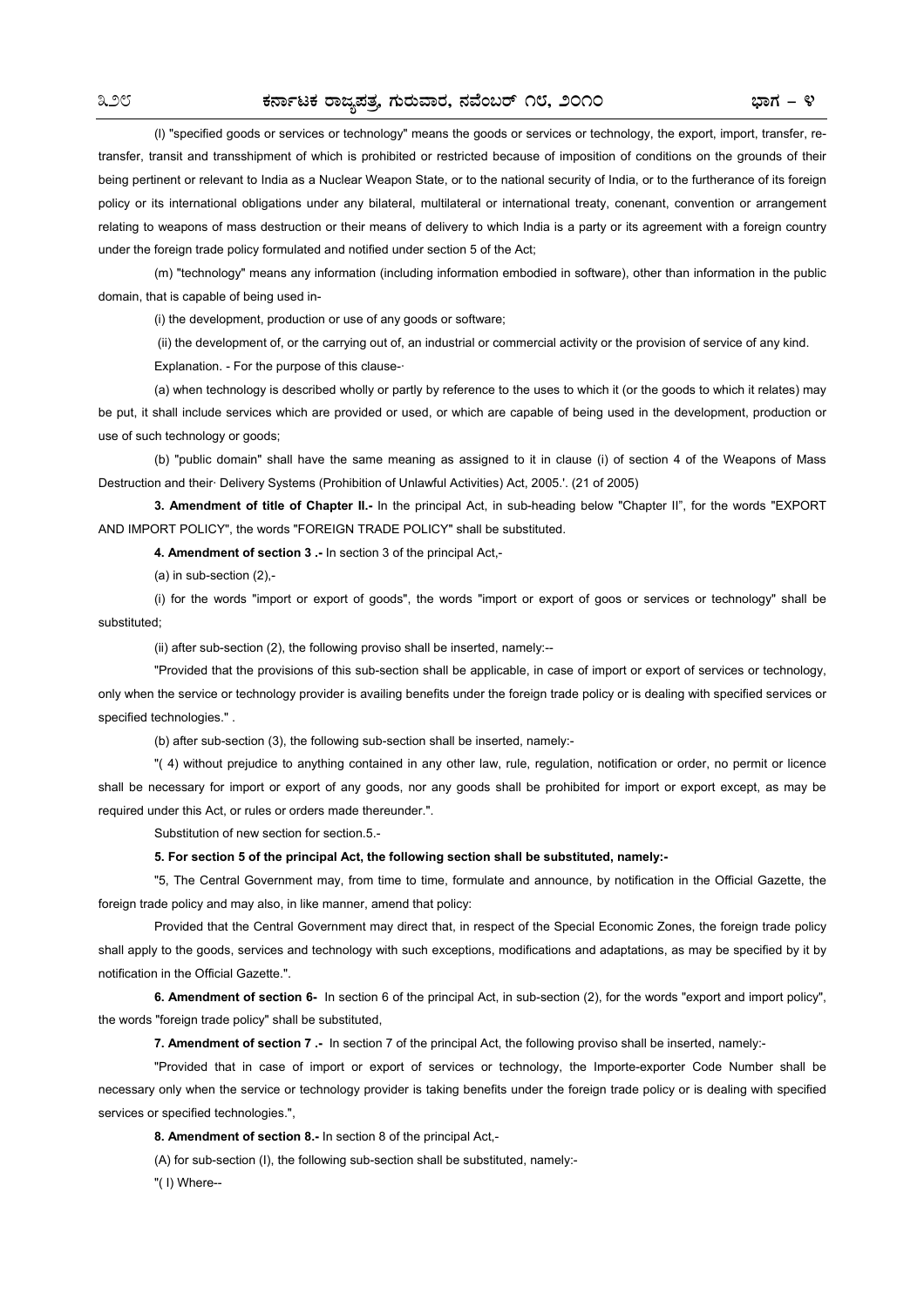(l) "specified goods or services or technology" means the goods or services or technology, the export, import, transfer, re-transfer, transit and transshipment of which is prohibited or restricted because of imposition of conditions on the grounds of their being pertinent or relevant to India as a Nuclear Weapon State, or to the national security of India, or to the furtherance of its foreign policy or its international obligations under any bilateral, multilateral or international treaty, conenant, convention or arrangement relating to weapons of mass destruction or their means of delivery to which India is a party or its agreement with a foreign country under the foreign trade policy formulated and notified under section 5 of the Act;

(m) "technology" means any information (including information embodied in software), other than information in the public domain, that is capable of being used in-

(i) the development, production or use of any goods or software;

(ii) the development of, or the carrying out of, an industrial or commercial activity or the provision of service of any kind.

Explanation. - For the purpose of this clause-·

(a) when technology is described wholly or partly by reference to the uses to which it (or the goods to which it relates) may be put, it shall include services which are provided or used, or which are capable of being used in the development, production or use of such technology or goods;

(b) "public domain" shall have the same meaning as assigned to it in clause (i) of section 4 of the Weapons of Mass Destruction and their· Delivery Systems (Prohibition of Unlawful Activities) Act, 2005.'. (21 of 2005)

**3. Amendment of title of Chapter II.-** In the principal Act, in sub-heading below "Chapter II", for the words "EXPORT AND IMPORT POLICY", the words "FOREIGN TRADE POLICY" shall be substituted.

**4. Amendment of section 3 .-** In section 3 of the principal Act,-

(a) in sub-section (2),-

(i) for the words "import or export of goods", the words "import or export of goos or services or technology" shall be substituted;

(ii) after sub-section (2), the following proviso shall be inserted, namely:--

"Provided that the provisions of this sub-section shall be applicable, in case of import or export of services or technology, only when the service or technology provider is availing benefits under the foreign trade policy or is dealing with specified services or specified technologies." .

(b) after sub-section (3), the following sub-section shall be inserted, namely:-

"( 4) without prejudice to anything contained in any other law, rule, regulation, notification or order, no permit or licence shall be necessary for import or export of any goods, nor any goods shall be prohibited for import or export except, as may be required under this Act, or rules or orders made thereunder.".

Substitution of new section for section.5.-

**5. For section 5 of the principal Act, the following section shall be substituted, namely:-**

"5, The Central Government may, from time to time, formulate and announce, by notification in the Official Gazette, the foreign trade policy and may also, in like manner, amend that policy:

Provided that the Central Government may direct that, in respect of the Special Economic Zones, the foreign trade policy shall apply to the goods, services and technology with such exceptions, modifications and adaptations, as may be specified by it by notification in the Official Gazette.".

**6. Amendment of section 6-** In section 6 of the principal Act, in sub-section (2), for the words "export and import policy", the words "foreign trade policy" shall be substituted,

**7. Amendment of section 7 .-** In section 7 of the principal Act, the following proviso shall be inserted, namely:-

"Provided that in case of import or export of services or technology, the Importe-exporter Code Number shall be necessary only when the service or technology provider is taking benefits under the foreign trade policy or is dealing with specified services or specified technologies.",

**8. Amendment of section 8.-** In section 8 of the principal Act,-

(A) for sub-section (I), the following sub-section shall be substituted, namely:-

"( I) Where--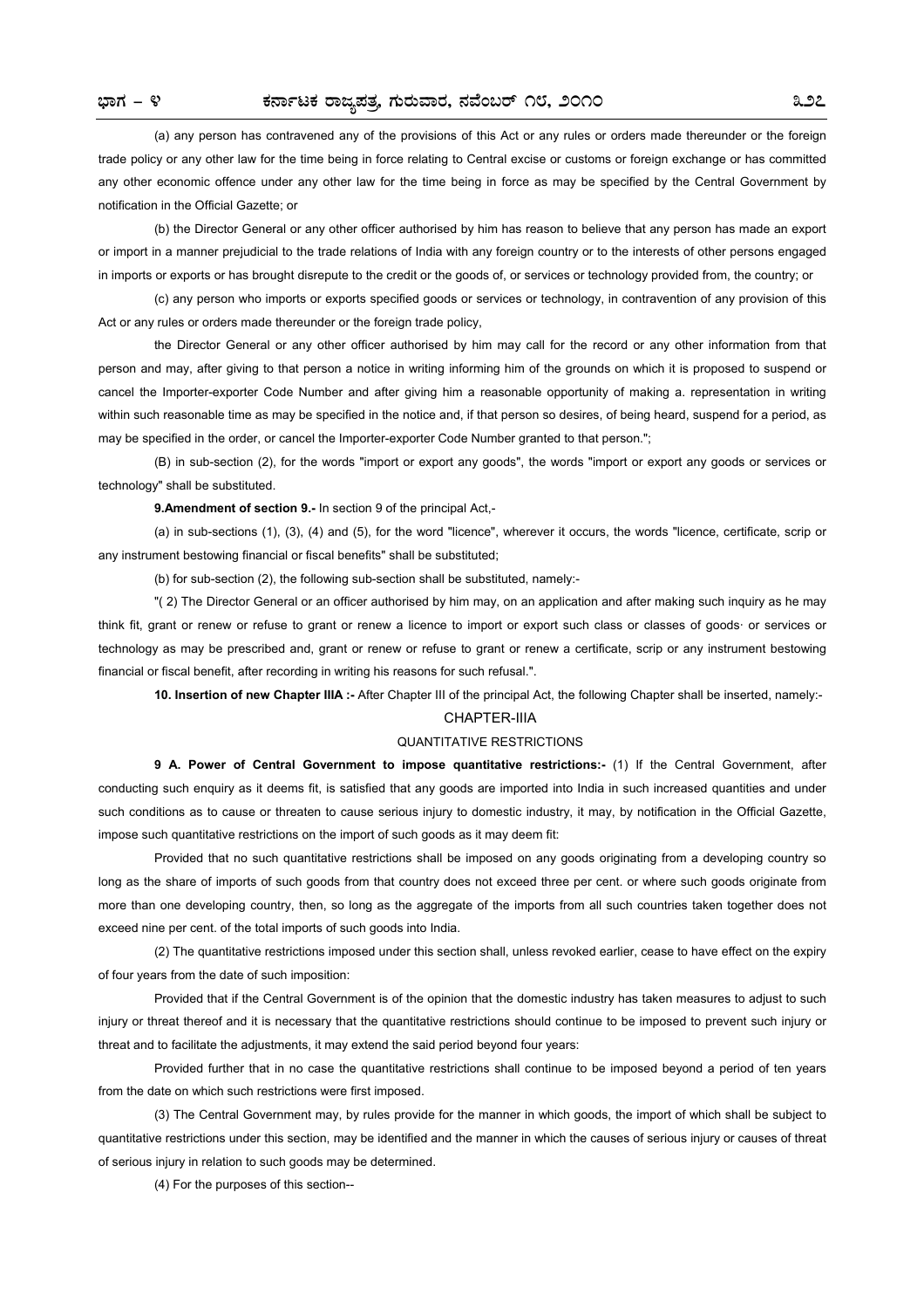(a) any person has contravened any of the provisions of this Act or any rules or orders made thereunder or the foreign trade policy or any other law for the time being in force relating to Central excise or customs or foreign exchange or has committed any other economic offence under any other law for the time being in force as may be specified by the Central Government by notification in the Official Gazette; or

(b) the Director General or any other officer authorised by him has reason to believe that any person has made an export or import in a manner prejudicial to the trade relations of India with any foreign country or to the interests of other persons engaged in imports or exports or has brought disrepute to the credit or the goods of, or services or technology provided from, the country; or

(c) any person who imports or exports specified goods or services or technology, in contravention of any provision of this Act or any rules or orders made thereunder or the foreign trade policy,

the Director General or any other officer authorised by him may call for the record or any other information from that person and may, after giving to that person a notice in writing informing him of the grounds on which it is proposed to suspend or cancel the Importer-exporter Code Number and after giving him a reasonable opportunity of making a. representation in writing within such reasonable time as may be specified in the notice and, if that person so desires, of being heard, suspend for a period, as may be specified in the order, or cancel the Importer-exporter Code Number granted to that person.";

(B) in sub-section (2), for the words "import or export any goods", the words "import or export any goods or services or technology" shall be substituted.

**9.Amendment of section 9.-** In section 9 of the principal Act,-

(a) in sub-sections (1), (3), (4) and (5), for the word "licence", wherever it occurs, the words "licence, certificate, scrip or any instrument bestowing financial or fiscal benefits" shall be substituted;

(b) for sub-section (2), the following sub-section shall be substituted, namely:-

"( 2) The Director General or an officer authorised by him may, on an application and after making such inquiry as he may think fit, grant or renew or refuse to grant or renew a licence to import or export such class or classes of goods· or services or technology as may be prescribed and, grant or renew or refuse to grant or renew a certificate, scrip or any instrument bestowing financial or fiscal benefit, after recording in writing his reasons for such refusal.".

**10. Insertion of new Chapter IIIA :-** After Chapter III of the principal Act, the following Chapter shall be inserted, namely:-

CHAPTER-IIIA

QUANTITATIVE RESTRICTIONS

**9 A. Power of Central Government to impose quantitative restrictions:-** (1) If the Central Government, after conducting such enquiry as it deems fit, is satisfied that any goods are imported into India in such increased quantities and under such conditions as to cause or threaten to cause serious injury to domestic industry, it may, by notification in the Official Gazette, impose such quantitative restrictions on the import of such goods as it may deem fit:

Provided that no such quantitative restrictions shall be imposed on any goods originating from a developing country so long as the share of imports of such goods from that country does not exceed three per cent. or where such goods originate from more than one developing country, then, so long as the aggregate of the imports from all such countries taken together does not exceed nine per cent. of the total imports of such goods into India.

(2) The quantitative restrictions imposed under this section shall, unless revoked earlier, cease to have effect on the expiry of four years from the date of such imposition:

Provided that if the Central Government is of the opinion that the domestic industry has taken measures to adjust to such injury or threat thereof and it is necessary that the quantitative restrictions should continue to be imposed to prevent such injury or threat and to facilitate the adjustments, it may extend the said period beyond four years:

Provided further that in no case the quantitative restrictions shall continue to be imposed beyond a period of ten years from the date on which such restrictions were first imposed.

(3) The Central Government may, by rules provide for the manner in which goods, the import of which shall be subject to quantitative restrictions under this section, may be identified and the manner in which the causes of serious injury or causes of threat of serious injury in relation to such goods may be determined.

(4) For the purposes of this section--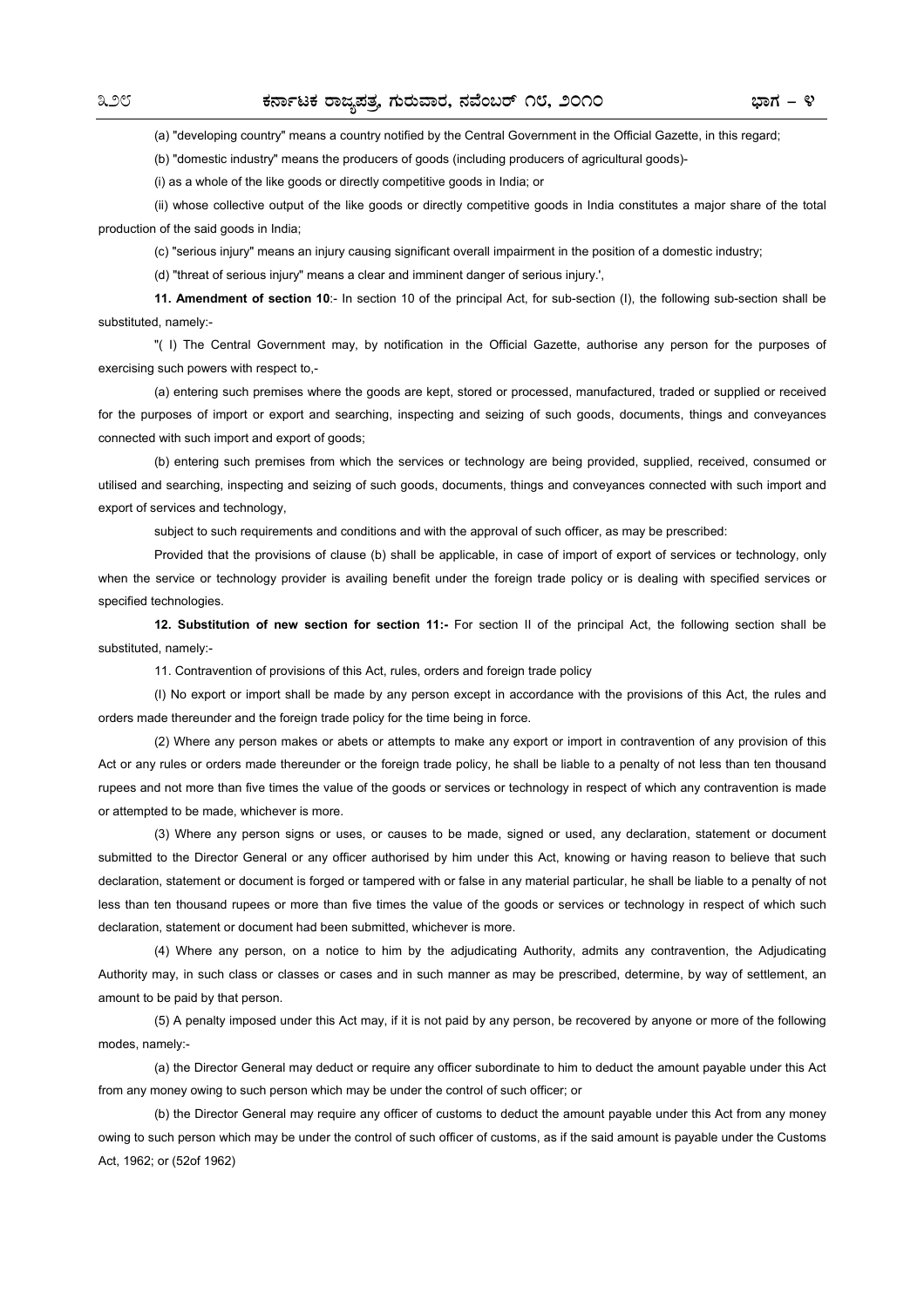(a) "developing country" means a country notified by the Central Government in the Official Gazette, in this regard;

(b) "domestic industry" means the producers of goods (including producers of agricultural goods)-

(i) as a whole of the like goods or directly competitive goods in India; or

(ii) whose collective output of the like goods or directly competitive goods in India constitutes a major share of the total production of the said goods in India;

(c) "serious injury" means an injury causing significant overall impairment in the position of a domestic industry;

(d) "threat of serious injury" means a clear and imminent danger of serious injury.',

**11. Amendment of section 10**:- In section 10 of the principal Act, for sub-section (I), the following sub-section shall be substituted, namely:-

"( I) The Central Government may, by notification in the Official Gazette, authorise any person for the purposes of exercising such powers with respect to,-

(a) entering such premises where the goods are kept, stored or processed, manufactured, traded or supplied or received for the purposes of import or export and searching, inspecting and seizing of such goods, documents, things and conveyances connected with such import and export of goods;

(b) entering such premises from which the services or technology are being provided, supplied, received, consumed or utilised and searching, inspecting and seizing of such goods, documents, things and conveyances connected with such import and export of services and technology,

subject to such requirements and conditions and with the approval of such officer, as may be prescribed:

Provided that the provisions of clause (b) shall be applicable, in case of import of export of services or technology, only when the service or technology provider is availing benefit under the foreign trade policy or is dealing with specified services or specified technologies.

**12. Substitution of new section for section 11:-** For section II of the principal Act, the following section shall be substituted, namely:-

11. Contravention of provisions of this Act, rules, orders and foreign trade policy

(I) No export or import shall be made by any person except in accordance with the provisions of this Act, the rules and orders made thereunder and the foreign trade policy for the time being in force.

(2) Where any person makes or abets or attempts to make any export or import in contravention of any provision of this Act or any rules or orders made thereunder or the foreign trade policy, he shall be liable to a penalty of not less than ten thousand rupees and not more than five times the value of the goods or services or technology in respect of which any contravention is made or attempted to be made, whichever is more.

(3) Where any person signs or uses, or causes to be made, signed or used, any declaration, statement or document submitted to the Director General or any officer authorised by him under this Act, knowing or having reason to believe that such declaration, statement or document is forged or tampered with or false in any material particular, he shall be liable to a penalty of not less than ten thousand rupees or more than five times the value of the goods or services or technology in respect of which such declaration, statement or document had been submitted, whichever is more.

(4) Where any person, on a notice to him by the adjudicating Authority, admits any contravention, the Adjudicating Authority may, in such class or classes or cases and in such manner as may be prescribed, determine, by way of settlement, an amount to be paid by that person.

(5) A penalty imposed under this Act may, if it is not paid by any person, be recovered by anyone or more of the following modes, namely:-

(a) the Director General may deduct or require any officer subordinate to him to deduct the amount payable under this Act from any money owing to such person which may be under the control of such officer; or

(b) the Director General may require any officer of customs to deduct the amount payable under this Act from any money owing to such person which may be under the control of such officer of customs, as if the said amount is payable under the Customs Act, 1962; or (52of 1962)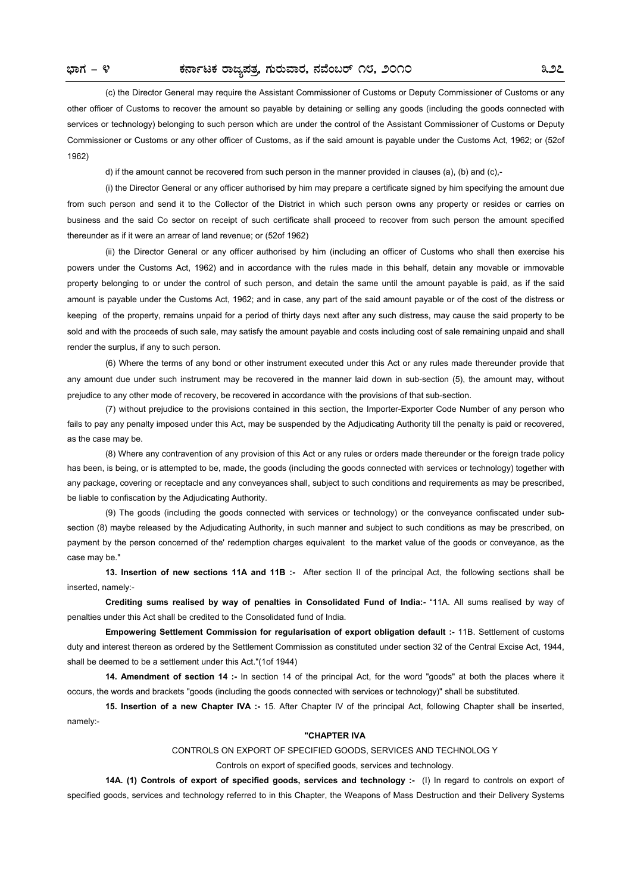(c) the Director General may require the Assistant Commissioner of Customs or Deputy Commissioner of Customs or any other officer of Customs to recover the amount so payable by detaining or selling any goods (including the goods connected with services or technology) belonging to such person which are under the control of the Assistant Commissioner of Customs or Deputy Commissioner or Customs or any other officer of Customs, as if the said amount is payable under the Customs Act, 1962; or (52of 1962)

d) if the amount cannot be recovered from such person in the manner provided in clauses (a), (b) and (c),-

(i) the Director General or any officer authorised by him may prepare a certificate signed by him specifying the amount due from such person and send it to the Collector of the District in which such person owns any property or resides or carries on business and the said Co sector on receipt of such certificate shall proceed to recover from such person the amount specified thereunder as if it were an arrear of land revenue; or (52of 1962)

(ii) the Director General or any officer authorised by him (including an officer of Customs who shall then exercise his powers under the Customs Act, 1962) and in accordance with the rules made in this behalf, detain any movable or immovable property belonging to or under the control of such person, and detain the same until the amount payable is paid, as if the said amount is payable under the Customs Act, 1962; and in case, any part of the said amount payable or of the cost of the distress or keeping of the property, remains unpaid for a period of thirty days next after any such distress, may cause the said property to be sold and with the proceeds of such sale, may satisfy the amount payable and costs including cost of sale remaining unpaid and shall render the surplus, if any to such person.

(6) Where the terms of any bond or other instrument executed under this Act or any rules made thereunder provide that any amount due under such instrument may be recovered in the manner laid down in sub-section (5), the amount may, without prejudice to any other mode of recovery, be recovered in accordance with the provisions of that sub-section.

(7) without prejudice to the provisions contained in this section, the Importer-Exporter Code Number of any person who fails to pay any penalty imposed under this Act, may be suspended by the Adjudicating Authority till the penalty is paid or recovered, as the case may be.

(8) Where any contravention of any provision of this Act or any rules or orders made thereunder or the foreign trade policy has been, is being, or is attempted to be, made, the goods (including the goods connected with services or technology) together with any package, covering or receptacle and any conveyances shall, subject to such conditions and requirements as may be prescribed, be liable to confiscation by the Adjudicating Authority.

(9) The goods (including the goods connected with services or technology) or the conveyance confiscated under sub-section (8) maybe released by the Adjudicating Authority, in such manner and subject to such conditions as may be prescribed, on payment by the person concerned of the' redemption charges equivalent to the market value of the goods or conveyance, as the case may be."

**13. Insertion of new sections 11A and 11B :-** After section II of the principal Act, the following sections shall be inserted, namely:-

**Crediting sums realised by way of penalties in Consolidated Fund of India:-** "11A. All sums realised by way of penalties under this Act shall be credited to the Consolidated fund of India.

**Empowering Settlement Commission for regularisation of export obligation default :-** 11B. Settlement of customs duty and interest thereon as ordered by the Settlement Commission as constituted under section 32 of the Central Excise Act, 1944, shall be deemed to be a settlement under this Act."(1of 1944)

**14. Amendment of section 14 :-** In section 14 of the principal Act, for the word "goods" at both the places where it occurs, the words and brackets "goods (including the goods connected with services or technology)" shall be substituted.

**15. Insertion of a new Chapter IVA :-** 15. After Chapter IV of the principal Act, following Chapter shall be inserted, namely:-

**"CHAPTER IVA**

CONTROLS ON EXPORT OF SPECIFIED GOODS, SERVICES AND TECHNOLOG Y

Controls on export of specified goods, services and technology.

**14A. (1) Controls of export of specified goods, services and technology :-** (I) In regard to controls on export of specified goods, services and technology referred to in this Chapter, the Weapons of Mass Destruction and their Delivery Systems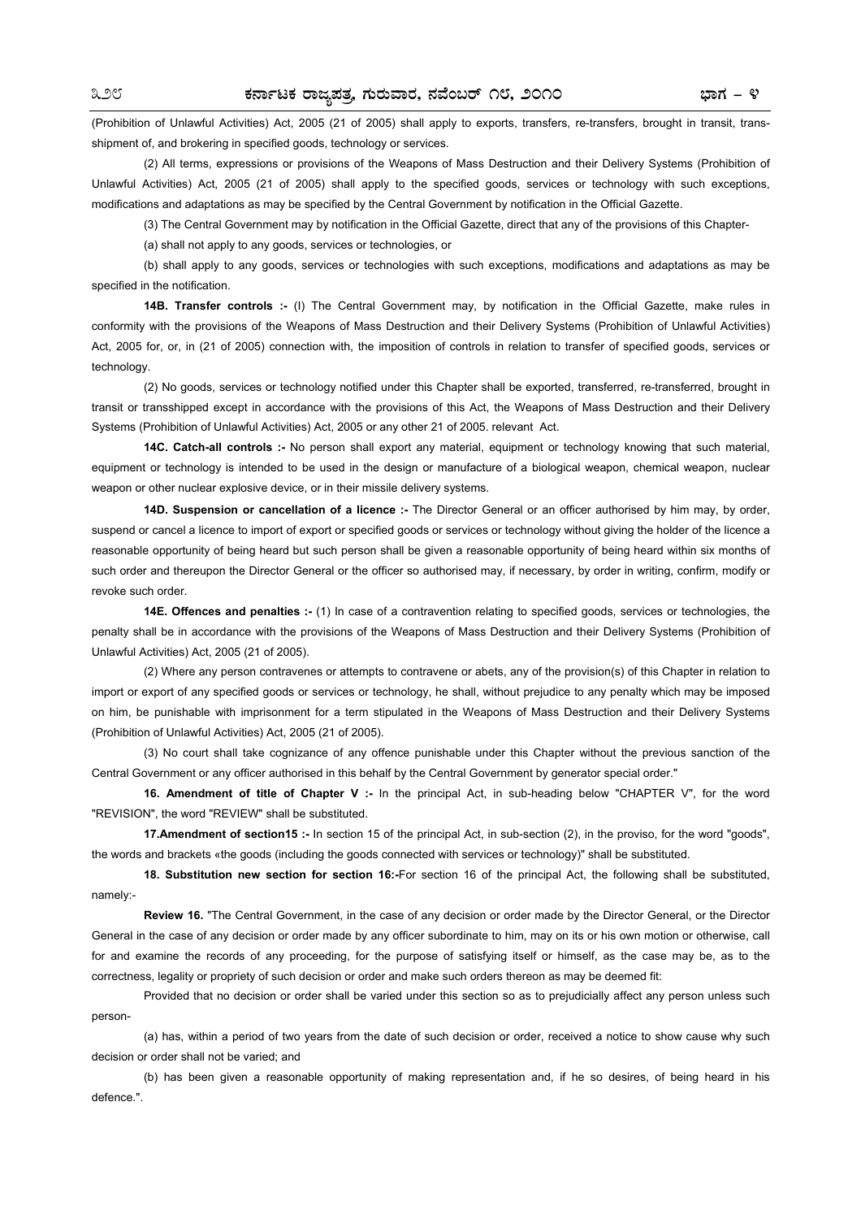(Prohibition of Unlawful Activities) Act, 2005 (21 of 2005) shall apply to exports, transfers, re-transfers, brought in transit, trans-shipment of, and brokering in specified goods, technology or services.

(2) All terms, expressions or provisions of the Weapons of Mass Destruction and their Delivery Systems (Prohibition of Unlawful Activities) Act, 2005 (21 of 2005) shall apply to the specified goods, services or technology with such exceptions, modifications and adaptations as may be specified by the Central Government by notification in the Official Gazette.

(3) The Central Government may by notification in the Official Gazette, direct that any of the provisions of this Chapter-

(a) shall not apply to any goods, services or technologies, or

(b) shall apply to any goods, services or technologies with such exceptions, modifications and adaptations as may be specified in the notification.

**14B. Transfer controls :-** (I) The Central Government may, by notification in the Official Gazette, make rules in conformity with the provisions of the Weapons of Mass Destruction and their Delivery Systems (Prohibition of Unlawful Activities) Act, 2005 for, or, in (21 of 2005) connection with, the imposition of controls in relation to transfer of specified goods, services or technology.

(2) No goods, services or technology notified under this Chapter shall be exported, transferred, re-transferred, brought in transit or transshipped except in accordance with the provisions of this Act, the Weapons of Mass Destruction and their Delivery Systems (Prohibition of Unlawful Activities) Act, 2005 or any other 21 of 2005. relevant Act.

**14C. Catch-all controls :-** No person shall export any material, equipment or technology knowing that such material, equipment or technology is intended to be used in the design or manufacture of a biological weapon, chemical weapon, nuclear weapon or other nuclear explosive device, or in their missile delivery systems.

**14D. Suspension or cancellation of a licence :-** The Director General or an officer authorised by him may, by order, suspend or cancel a licence to import of export or specified goods or services or technology without giving the holder of the licence a reasonable opportunity of being heard but such person shall be given a reasonable opportunity of being heard within six months of such order and thereupon the Director General or the officer so authorised may, if necessary, by order in writing, confirm, modify or revoke such order.

**14E. Offences and penalties :-** (1) In case of a contravention relating to specified goods, services or technologies, the penalty shall be in accordance with the provisions of the Weapons of Mass Destruction and their Delivery Systems (Prohibition of Unlawful Activities) Act, 2005 (21 of 2005).

(2) Where any person contravenes or attempts to contravene or abets, any of the provision(s) of this Chapter in relation to import or export of any specified goods or services or technology, he shall, without prejudice to any penalty which may be imposed on him, be punishable with imprisonment for a term stipulated in the Weapons of Mass Destruction and their Delivery Systems (Prohibition of Unlawful Activities) Act, 2005 (21 of 2005).

(3) No court shall take cognizance of any offence punishable under this Chapter without the previous sanction of the Central Government or any officer authorised in this behalf by the Central Government by generator special order."

**16. Amendment of title of Chapter V :-** In the principal Act, in sub-heading below "CHAPTER V", for the word "REVISION", the word "REVIEW" shall be substituted.

**17.Amendment of section15 :-** In section 15 of the principal Act, in sub-section (2), in the proviso, for the word "goods", the words and brackets «the goods (including the goods connected with services or technology)" shall be substituted.

**18. Substitution new section for section 16:-**For section 16 of the principal Act, the following shall be substituted, namely:-

**Review 16.** "The Central Government, in the case of any decision or order made by the Director General, or the Director General in the case of any decision or order made by any officer subordinate to him, may on its or his own motion or otherwise, call for and examine the records of any proceeding, for the purpose of satisfying itself or himself, as the case may be, as to the correctness, legality or propriety of such decision or order and make such orders thereon as may be deemed fit:

Provided that no decision or order shall be varied under this section so as to prejudicially affect any person unless such person-

(a) has, within a period of two years from the date of such decision or order, received a notice to show cause why such decision or order shall not be varied; and

(b) has been given a reasonable opportunity of making representation and, if he so desires, of being heard in his defence.".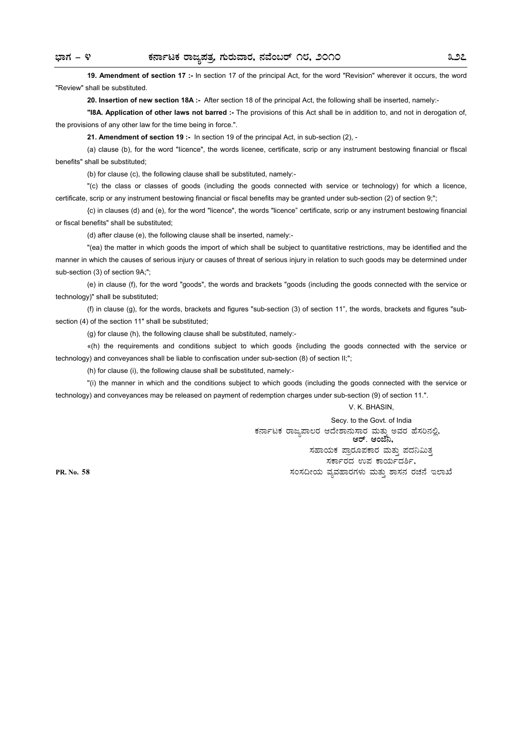**19. Amendment of section 17 :-** In section 17 of the principal Act, for the word "Revision" wherever it occurs, the word "Review" shall be substituted.

**20. Insertion of new section 18A :-** After section 18 of the principal Act, the following shall be inserted, namely:-

**"I8A. Application of other laws not barred :-** The provisions of this Act shall be in addition to, and not in derogation of, the provisions of any other law for the time being in force.".

**21. Amendment of section 19 :-** In section 19 of the principal Act, in sub-section (2), -

(a) clause (b), for the word "licence", the words licenee, certificate, scrip or any instrument bestowing financial or fiscal benefits" shall be substituted;

(b) for clause (c), the following clause shall be substituted, namely:-

"(c) the class or classes of goods (including the goods connected with service or technology) for which a licence, certificate, scrip or any instrument bestowing financial or fiscal benefits may be granted under sub-section (2) of section 9;";

{c) in clauses (d) and (e), for the word "licence", the words "licence" certificate, scrip or any instrument bestowing financial or fiscal benefits" shall be substituted;

(d) after clause (e), the following clause shall be inserted, namely:-

"(ea) the matter in which goods the import of which shall be subject to quantitative restrictions, may be identified and the manner in which the causes of serious injury or causes of threat of serious injury in relation to such goods may be determined under sub-section (3) of section 9A;";

(e) in clause (f), for the word "goods", the words and brackets "goods (including the goods connected with the service or technology)" shall be substituted;

(f) in clause (g), for the words, brackets and figures "sub-section (3) of section 11", the words, brackets and figures "sub-section (4) of the section 11" shall be substituted;

(g) for clause (h), the following clause shall be substituted, namely:-

«(h) the requirements and conditions subject to which goods {including the goods connected with the service or technology) and conveyances shall be liable to confiscation under sub-section (8) of section II;";

(h) for clause (i), the following clause shall be substituted, namely:-

"(i) the manner in which and the conditions subject to which goods (including the goods connected with the service or technology) and conveyances may be released on payment of redemption charges under sub-section (9) of section 11.".

V. K. BHASIN,

Secy. to the Govt. of India

ಕರ್ನಾಟಕ ರಾಜ್ಯಪಾಲರ ಆದೇಶಾನುಸಾರ ಮತ್ತು ಅವರ ಹೆಸರಿನಲ್ಲಿ,

**ಆರ್. ಆಂಜನಿ,**

ಸಹಾಯಕ ಪ್ರಾರೂಪಕಾರ ಮತ್ತು ಪದನಿಮಿತ್ತ

ಸರ್ಕಾರದ ಉಪ ಕಾರ್ಯದರ್ಶಿ,

ಸಂಸದೀಯ ವ್ಯವಹಾರಗಳು ಮತ್ತು ಶಾಸನ ರಚನೆ ಇಲಾಖೆ

**PR. No. 58**